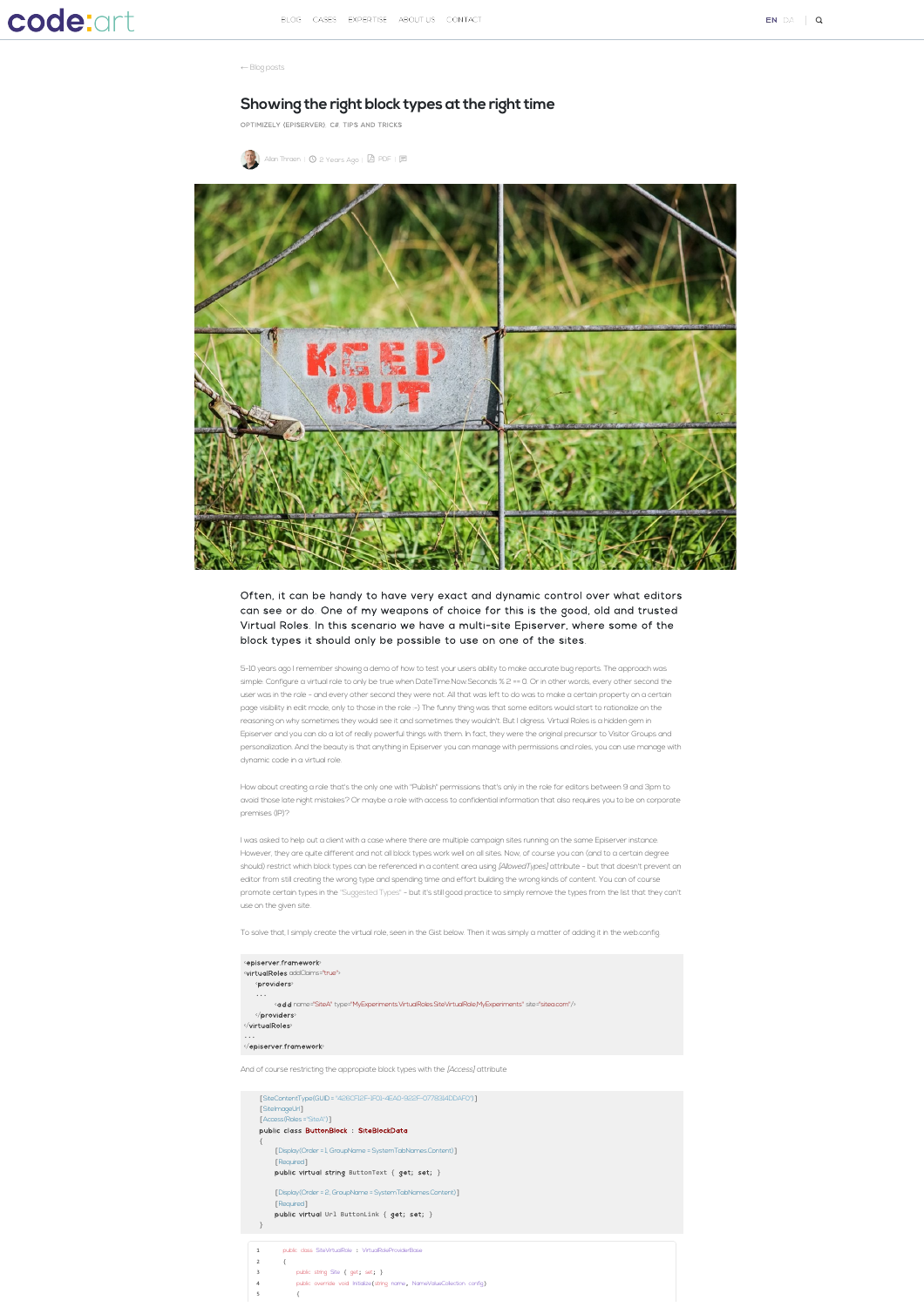← Blog posts

# Showing the right block types at the right time

OPTIMIZELY (EPISERVER) C# TIPS AND TRICKS

Allan Thraen | 2 Years Ago | PDF |

Often, it can be handy to have very exact and dynamic control over what editors can see or do. One of my weapons of choice for this is the good, old and trusted Virtual Roles. In this scenario we have a multi-site Episerver, where some of the block types it should only be possible to use on one of the sites.

5-10 years ago I remember showing a demo of how to test your users ability to make accurate bug reports. The approach was simple: Configure a virtual role to only be true when DateTime.Now.Seconds % 2 == 0. Or in other words, every other second the user was in the role - and every other second they were not. All that was left to do was to make a certain property on a certain page visibility in edit mode, only to those in the role :-) The funny thing was that some editors would start to rationalize on the reasoning on why sometimes they would see it and sometimes they wouldn't. But I digress. Virtual Roles is a hidden gem in Episerver and you can do a lot of really powerful things with them. In fact, they were the original precursor to Visitor Groups and personalization. And the beauty is that anything in Episerver you can manage with permissions and roles, you can use manage with dynamic code in a virtual role.

How about creating a role that's the only one with "Publish" permissions that's only in the role for editors between 9 and 3pm to avoid those late night mistakes? Or maybe a role with access to confidential information that also requires you to be on corporate premises (IP)?

I was asked to help out a client with a case where there are multiple campaign sites running on the same Episerver instance. However, they are quite different and not all block types work well on all sites. Now, of course you can (and to a certain degree should) restrict which block types can be referenced in a content area using *[AllowedTypes]* attribute - but that doesn't prevent an editor from still creating the wrong type and spending time and effort building the wrong kinds of content. You can of course promote certain types in the "Suggested Types" - but it's still good practice to simply remove the types from the list that they can't use on the given site.

To solve that, I simply create the virtual role, seen in the Gist below. Then it was simply a matter of adding it in the web.config

```
<episerver.framework>
<virtualRoles addClaims="true">
  <providers>
  ...
      <add name="SiteA" type="MyExperiments.VirtualRoles.SiteVirtualRole,MyExperiments" site="sitea.com"/>
  </providers>
</virtualRoles>
...
</episerver.framework>
```

And of course restricting the appropiate block types with the *[Access]* attribute

```
    [SiteContentType(GUID = "426CF12F-1F01-4EA0-922F-0778314DDAF0")]
    [SiteImageUrl]
    [Access(Roles ="SiteA")]
    public class ButtonBlock : SiteBlockData
    {
        [Display(Order = 1, GroupName = SystemTabNames.Content)]
        [Required]
        public virtual string ButtonText { get; set; }

        [Display(Order = 2, GroupName = SystemTabNames.Content)]
        [Required]
        public virtual Url ButtonLink { get; set; }
    }
```

```
1       public class SiteVirtualRole : VirtualRoleProviderBase
2       {
3           public string Site { get; set; }
4           public override void Initialize(string name, NameValueCollection config)
5           {
```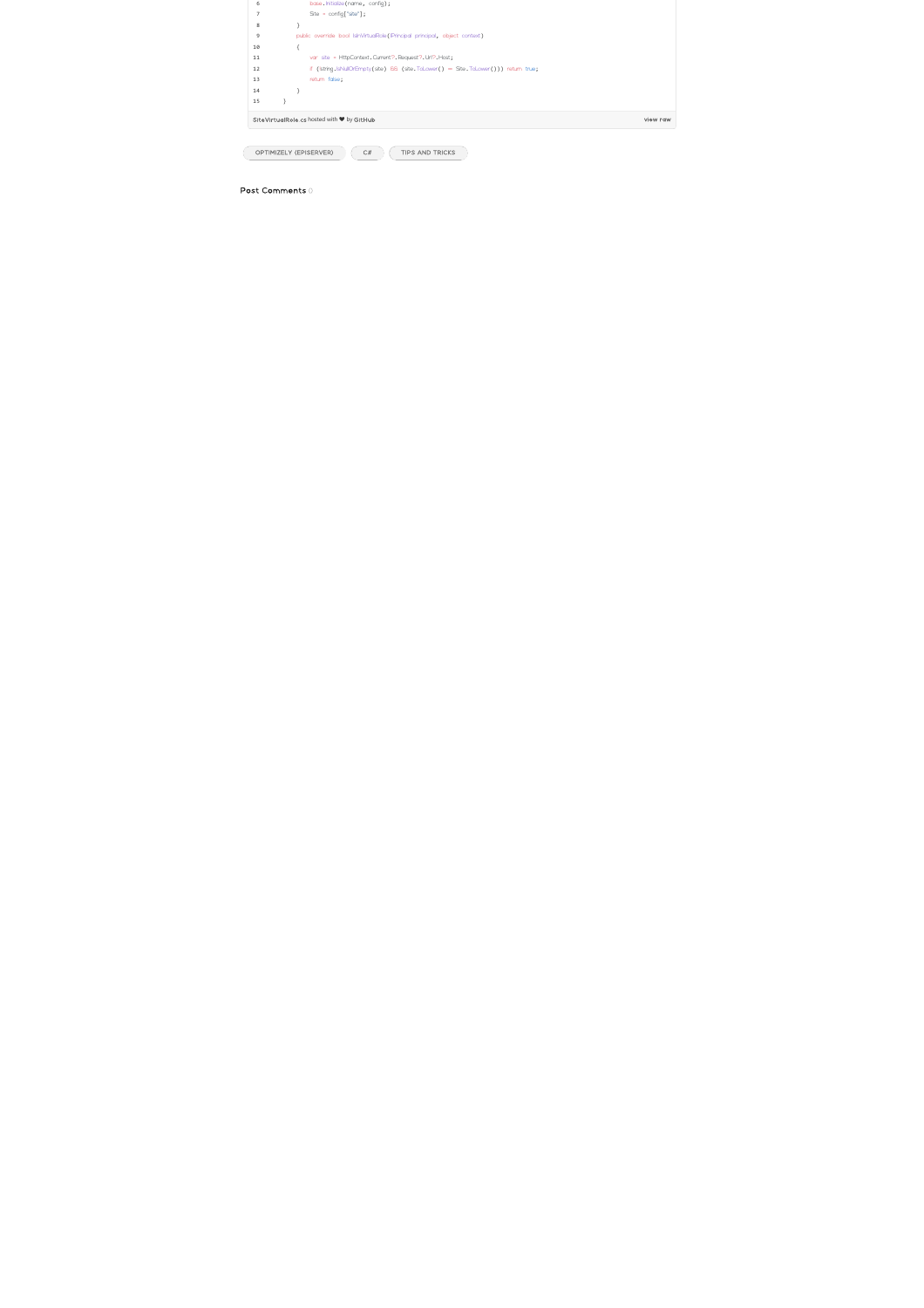```
            base.Initialize(name, config);
            Site = config["site"];
        }
        public override bool IsInVirtualRole(IPrincipal principal, object context)
        {
            var site = HttpContext.Current?.Request?.Url?.Host;
            if (!string.IsNullOrEmpty(site) && (site.ToLower() == Site.ToLower())) return true;
            return false;
        }
    }
```

SiteVirtualRole.cs hosted with ❤ by GitHub view raw

OPTIMIZELY (EPISERVER) C# TIPS AND TRICKS

Post Comments 0